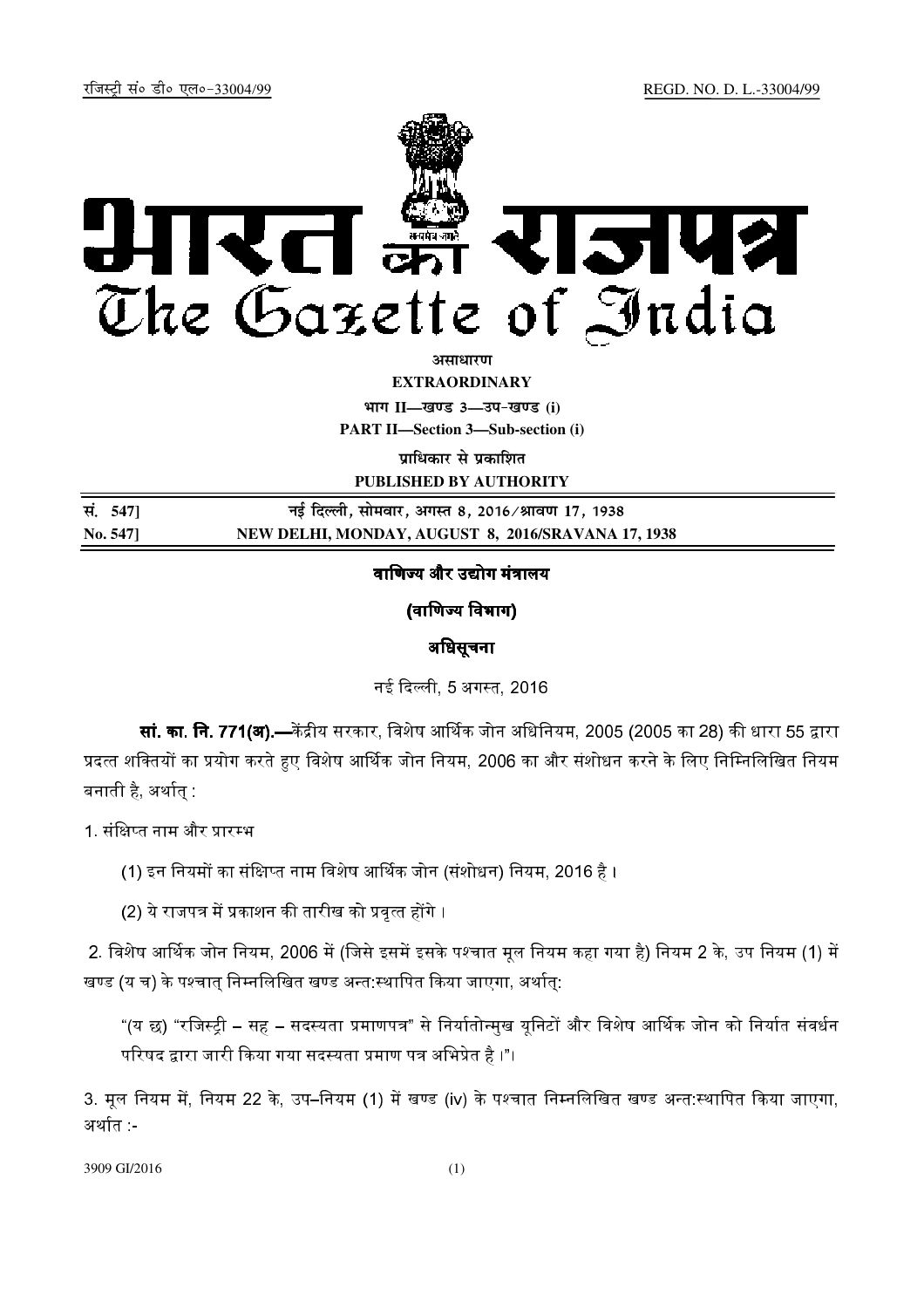रजिस्ट्री सं० डी० एल०-33004/99 REGD. NO. D. L.-33004/99

# भारत का राजपत्र
# The Gazette of India

**असाधारण**

**EXTRAORDINARY**

**भाग II—खण्ड 3—उप-खण्ड (i)**

**PART II—Section 3—Sub-section (i)**

**प्राधिकार से प्रकाशित**

**PUBLISHED BY AUTHORITY**

| | |
|---|---|
| **सं. 547]** | **नई दिल्ली, सोमवार, अगस्त 8, 2016/श्रावण 17, 1938** |
| **No. 547]** | **NEW DELHI, MONDAY, AUGUST 8, 2016/SRAVANA 17, 1938** |

## वाणिज्य और उद्योग मंत्रालय

## (वाणिज्य विभाग)

## अधिसूचना

नई दिल्ली, 5 अगस्त, 2016

**सां. का. नि. 771(अ).—**केंद्रीय सरकार, विशेष आर्थिक जोन अधिनियम, 2005 (2005 का 28) की धारा 55 द्वारा प्रदत्त शक्तियों का प्रयोग करते हुए विशेष आर्थिक जोन नियम, 2006 का और संशोधन करने के लिए निम्नलिखित नियम बनाती है, अर्थात् :

1. संक्षिप्त नाम और प्रारम्भ

(1) इन नियमों का संक्षिप्त नाम विशेष आर्थिक जोन (संशोधन) नियम, 2016 है ।

(2) ये राजपत्र में प्रकाशन की तारीख को प्रवृत्त होंगे ।

2. विशेष आर्थिक जोन नियम, 2006 में (जिसे इसमें इसके पश्चात मूल नियम कहा गया है) नियम 2 के, उप नियम (1) में खण्ड (य च) के पश्चात् निम्नलिखित खण्ड अन्त:स्थापित किया जाएगा, अर्थात्:

"(य छ) "रजिस्ट्री – सह – सदस्यता प्रमाणपत्र" से निर्यातोन्मुख यूनिटों और विशेष आर्थिक जोन को निर्यात संवर्धन परिषद द्वारा जारी किया गया सदस्यता प्रमाण पत्र अभिप्रेत है ।"।

3. मूल नियम में, नियम 22 के, उप–नियम (1) में खण्ड (iv) के पश्चात निम्नलिखित खण्ड अन्त:स्थापित किया जाएगा, अर्थात :-

3909 GI/2016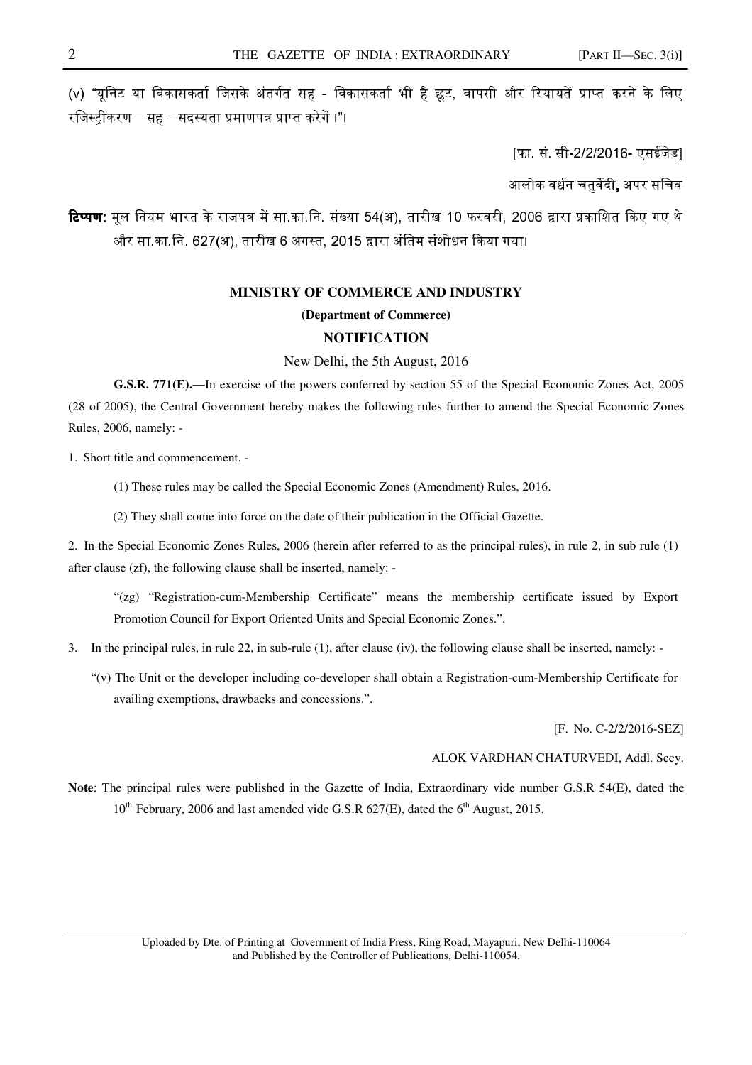(v) "यूनिट या विकासकर्ता जिसके अंतर्गत सह - विकासकर्ता भी है छूट, वापसी और रियायतें प्राप्त करने के लिए रजिस्ट्रीकरण – सह – सदस्यता प्रमाणपत्र प्राप्त करेगें ।"।

[फा. सं. सी-2/2/2016- एसईजेड]

आलोक वर्धन चतुर्वेदी, अपर सचिव

**टिप्पण:** मूल नियम भारत के राजपत्र में सा.का.नि. संख्या 54(अ), तारीख 10 फरवरी, 2006 द्वारा प्रकाशित किए गए थे और सा.का.नि. 627(अ), तारीख 6 अगस्त, 2015 द्वारा अंतिम संशोधन किया गया।

## MINISTRY OF COMMERCE AND INDUSTRY

**(Department of Commerce)**

### NOTIFICATION

New Delhi, the 5th August, 2016

**G.S.R. 771(E).—**In exercise of the powers conferred by section 55 of the Special Economic Zones Act, 2005 (28 of 2005), the Central Government hereby makes the following rules further to amend the Special Economic Zones Rules, 2006, namely: -

1. Short title and commencement. -

   (1) These rules may be called the Special Economic Zones (Amendment) Rules, 2016.

   (2) They shall come into force on the date of their publication in the Official Gazette.

2. In the Special Economic Zones Rules, 2006 (herein after referred to as the principal rules), in rule 2, in sub rule (1) after clause (zf), the following clause shall be inserted, namely: -

   "(zg) "Registration-cum-Membership Certificate" means the membership certificate issued by Export Promotion Council for Export Oriented Units and Special Economic Zones.".

3. In the principal rules, in rule 22, in sub-rule (1), after clause (iv), the following clause shall be inserted, namely: -

   "(v) The Unit or the developer including co-developer shall obtain a Registration-cum-Membership Certificate for availing exemptions, drawbacks and concessions.".

[F. No. C-2/2/2016-SEZ]

ALOK VARDHAN CHATURVEDI, Addl. Secy.

**Note**: The principal rules were published in the Gazette of India, Extraordinary vide number G.S.R 54(E), dated the 10th February, 2006 and last amended vide G.S.R 627(E), dated the 6th August, 2015.

Uploaded by Dte. of Printing at Government of India Press, Ring Road, Mayapuri, New Delhi-110064 and Published by the Controller of Publications, Delhi-110054.